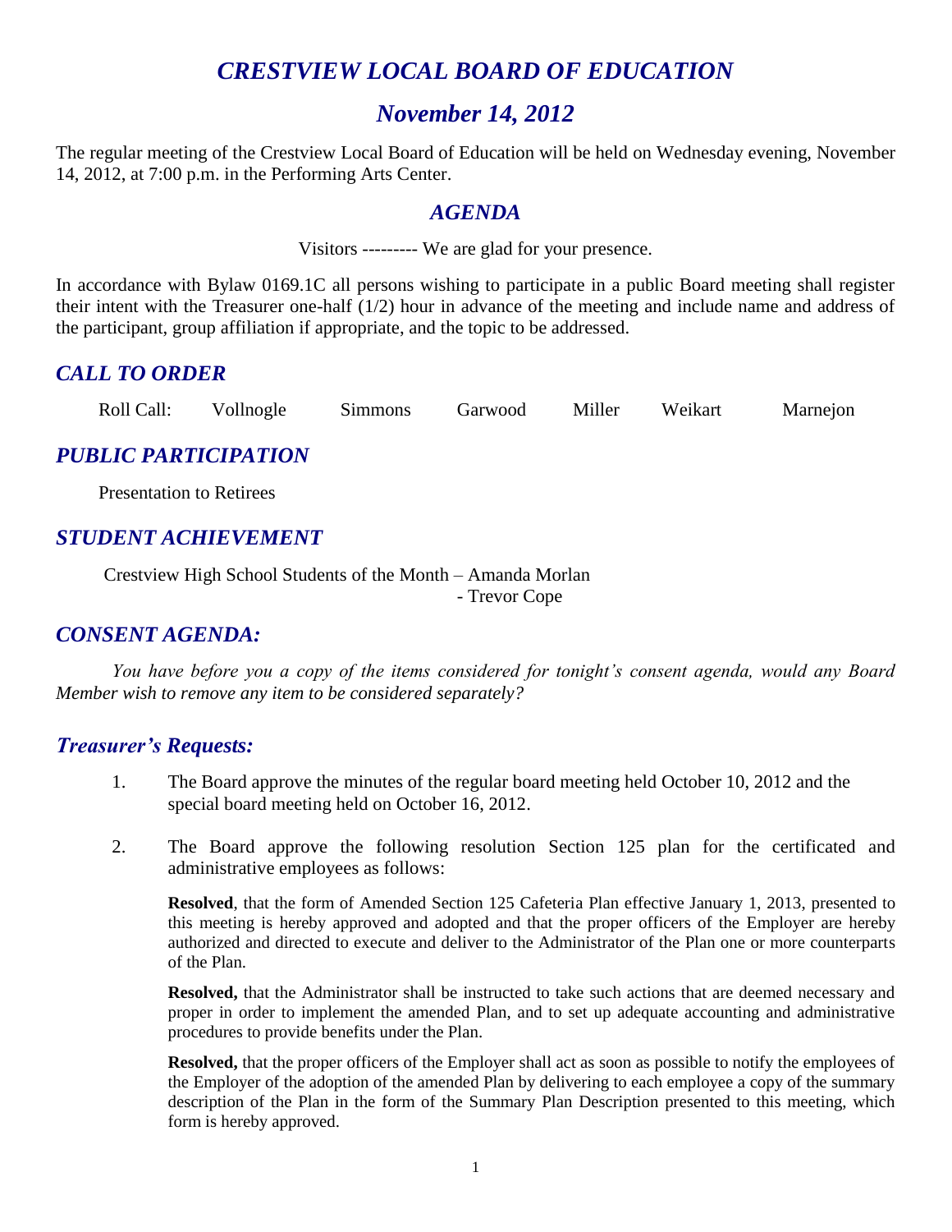# *CRESTVIEW LOCAL BOARD OF EDUCATION*

## *November 14, 2012*

The regular meeting of the Crestview Local Board of Education will be held on Wednesday evening, November 14, 2012, at 7:00 p.m. in the Performing Arts Center.

## *AGENDA*

Visitors --------- We are glad for your presence.

In accordance with Bylaw 0169.1C all persons wishing to participate in a public Board meeting shall register their intent with the Treasurer one-half (1/2) hour in advance of the meeting and include name and address of the participant, group affiliation if appropriate, and the topic to be addressed.

### *CALL TO ORDER*

Roll Call: Vollnogle Simmons Garwood Miller Weikart Marnejon

### *PUBLIC PARTICIPATION*

Presentation to Retirees

### *STUDENT ACHIEVEMENT*

Crestview High School Students of the Month – Amanda Morlan
- Trevor Cope

### *CONSENT AGENDA:*

*You have before you a copy of the items considered for tonight's consent agenda, would any Board Member wish to remove any item to be considered separately?*

### *Treasurer's Requests:*

1. The Board approve the minutes of the regular board meeting held October 10, 2012 and the special board meeting held on October 16, 2012.

2. The Board approve the following resolution Section 125 plan for the certificated and administrative employees as follows:

   **Resolved**, that the form of Amended Section 125 Cafeteria Plan effective January 1, 2013, presented to this meeting is hereby approved and adopted and that the proper officers of the Employer are hereby authorized and directed to execute and deliver to the Administrator of the Plan one or more counterparts of the Plan.

   **Resolved,** that the Administrator shall be instructed to take such actions that are deemed necessary and proper in order to implement the amended Plan, and to set up adequate accounting and administrative procedures to provide benefits under the Plan.

   **Resolved,** that the proper officers of the Employer shall act as soon as possible to notify the employees of the Employer of the adoption of the amended Plan by delivering to each employee a copy of the summary description of the Plan in the form of the Summary Plan Description presented to this meeting, which form is hereby approved.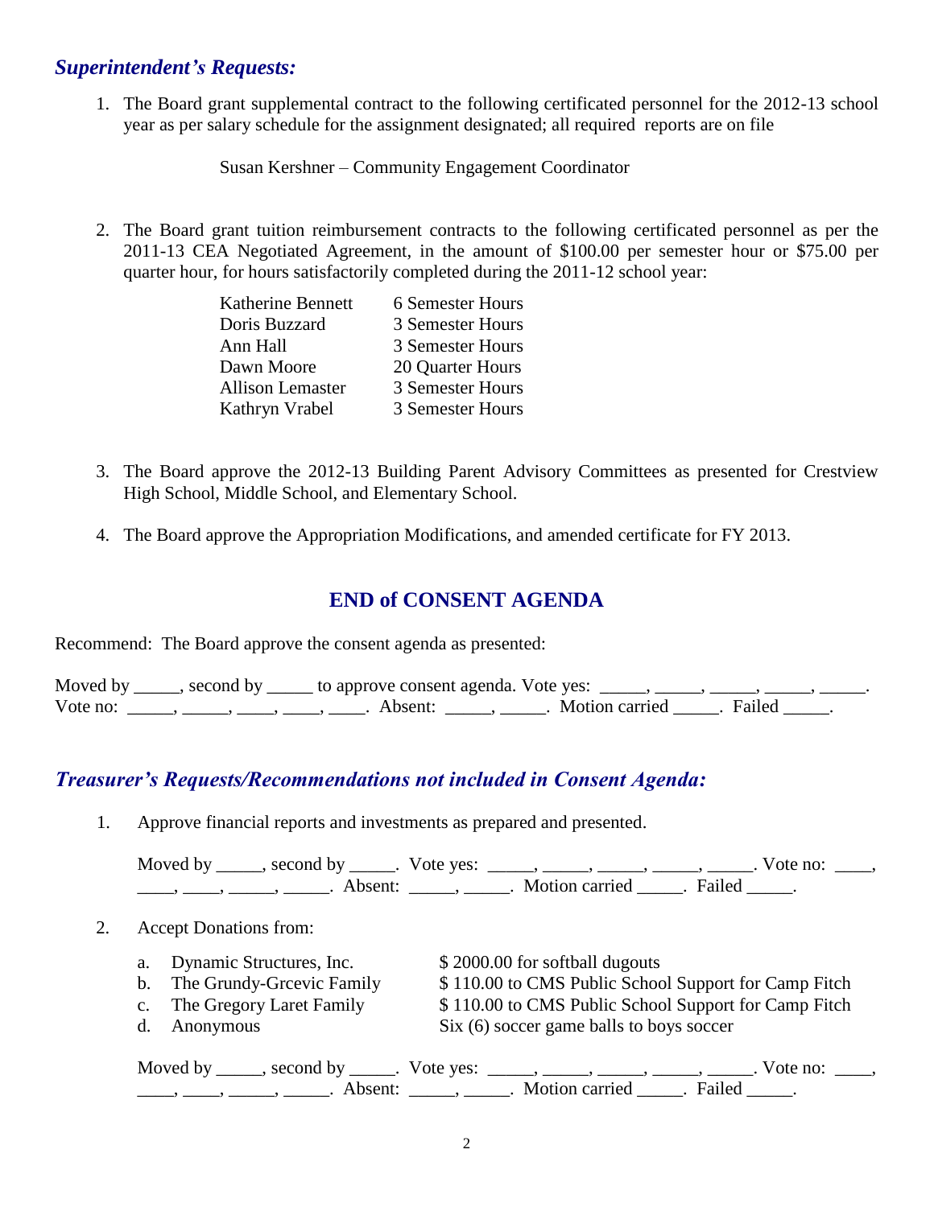## *Superintendent's Requests:*

1. The Board grant supplemental contract to the following certificated personnel for the 2012-13 school year as per salary schedule for the assignment designated; all required reports are on file

   Susan Kershner – Community Engagement Coordinator

2. The Board grant tuition reimbursement contracts to the following certificated personnel as per the 2011-13 CEA Negotiated Agreement, in the amount of $100.00 per semester hour or $75.00 per quarter hour, for hours satisfactorily completed during the 2011-12 school year:

| | |
|---|---|
| Katherine Bennett | 6 Semester Hours |
| Doris Buzzard | 3 Semester Hours |
| Ann Hall | 3 Semester Hours |
| Dawn Moore | 20 Quarter Hours |
| Allison Lemaster | 3 Semester Hours |
| Kathryn Vrabel | 3 Semester Hours |

3. The Board approve the 2012-13 Building Parent Advisory Committees as presented for Crestview High School, Middle School, and Elementary School.

4. The Board approve the Appropriation Modifications, and amended certificate for FY 2013.

## END of CONSENT AGENDA

Recommend: The Board approve the consent agenda as presented:

Moved by _____, second by _____ to approve consent agenda. Vote yes: _____, _____, _____, _____, _____. Vote no: _____, _____, ____, ____, ____. Absent: _____, _____. Motion carried _____. Failed _____.

## *Treasurer's Requests/Recommendations not included in Consent Agenda:*

1. Approve financial reports and investments as prepared and presented.

   Moved by _____, second by _____. Vote yes: _____, _____, _____, _____, _____. Vote no: ____, ____, ____, _____, _____. Absent: _____, _____. Motion carried _____. Failed _____.

2. Accept Donations from:

   a. Dynamic Structures, Inc. — $ 2000.00 for softball dugouts
   b. The Grundy-Grcevic Family — $ 110.00 to CMS Public School Support for Camp Fitch
   c. The Gregory Laret Family — $ 110.00 to CMS Public School Support for Camp Fitch
   d. Anonymous — Six (6) soccer game balls to boys soccer

   Moved by _____, second by _____. Vote yes: _____, _____, _____, _____, _____. Vote no: ____, ____, ____, _____, _____. Absent: _____, _____. Motion carried _____. Failed _____.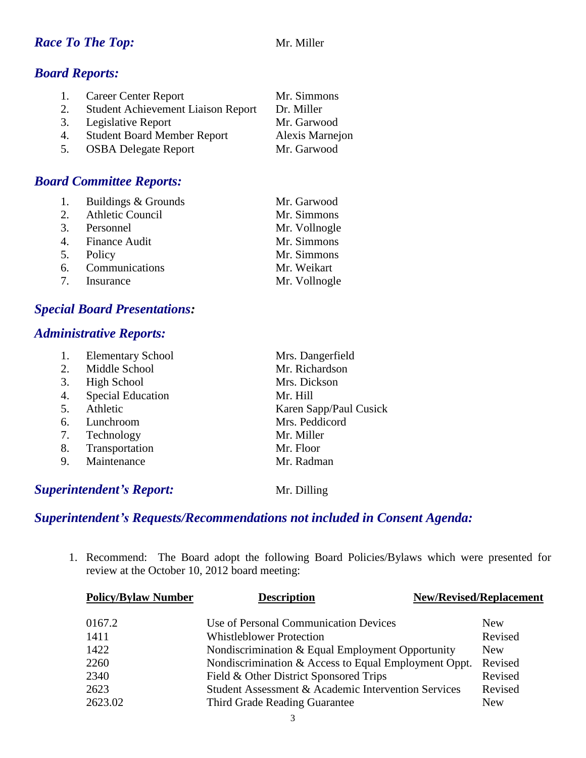## *Race To The Top:* Mr. Miller

## *Board Reports:*

1. Career Center Report — Mr. Simmons
2. Student Achievement Liaison Report — Dr. Miller
3. Legislative Report — Mr. Garwood
4. Student Board Member Report — Alexis Marnejon
5. OSBA Delegate Report — Mr. Garwood

## *Board Committee Reports:*

1. Buildings & Grounds — Mr. Garwood
2. Athletic Council — Mr. Simmons
3. Personnel — Mr. Vollnogle
4. Finance Audit — Mr. Simmons
5. Policy — Mr. Simmons
6. Communications — Mr. Weikart
7. Insurance — Mr. Vollnogle

## *Special Board Presentations:*

## *Administrative Reports:*

1. Elementary School — Mrs. Dangerfield
2. Middle School — Mr. Richardson
3. High School — Mrs. Dickson
4. Special Education — Mr. Hill
5. Athletic — Karen Sapp/Paul Cusick
6. Lunchroom — Mrs. Peddicord
7. Technology — Mr. Miller
8. Transportation — Mr. Floor
9. Maintenance — Mr. Radman

## *Superintendent's Report:* Mr. Dilling

## *Superintendent's Requests/Recommendations not included in Consent Agenda:*

1. Recommend: The Board adopt the following Board Policies/Bylaws which were presented for review at the October 10, 2012 board meeting:

| Policy/Bylaw Number | Description | New/Revised/Replacement |
|---|---|---|
| 0167.2 | Use of Personal Communication Devices | New |
| 1411 | Whistleblower Protection | Revised |
| 1422 | Nondiscrimination & Equal Employment Opportunity | New |
| 2260 | Nondiscrimination & Access to Equal Employment Oppt. | Revised |
| 2340 | Field & Other District Sponsored Trips | Revised |
| 2623 | Student Assessment & Academic Intervention Services | Revised |
| 2623.02 | Third Grade Reading Guarantee | New |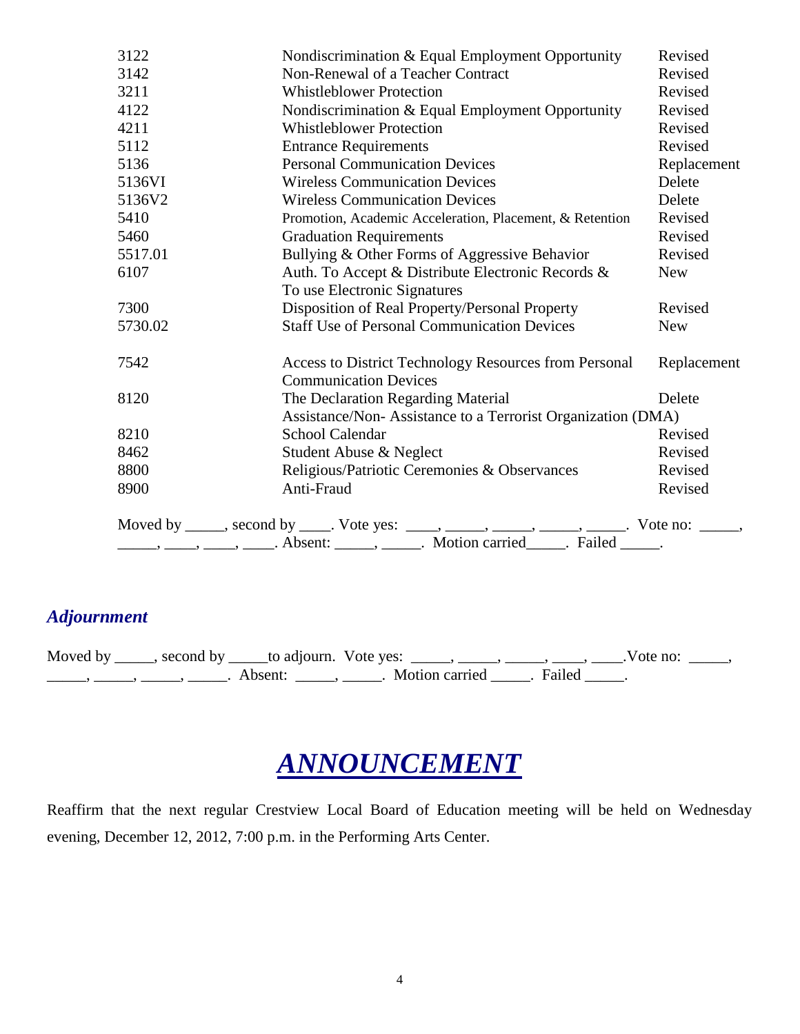| | | |
|---|---|---|
| 3122 | Nondiscrimination & Equal Employment Opportunity | Revised |
| 3142 | Non-Renewal of a Teacher Contract | Revised |
| 3211 | Whistleblower Protection | Revised |
| 4122 | Nondiscrimination & Equal Employment Opportunity | Revised |
| 4211 | Whistleblower Protection | Revised |
| 5112 | Entrance Requirements | Revised |
| 5136 | Personal Communication Devices | Replacement |
| 5136VI | Wireless Communication Devices | Delete |
| 5136V2 | Wireless Communication Devices | Delete |
| 5410 | Promotion, Academic Acceleration, Placement, & Retention | Revised |
| 5460 | Graduation Requirements | Revised |
| 5517.01 | Bullying & Other Forms of Aggressive Behavior | Revised |
| 6107 | Auth. To Accept & Distribute Electronic Records & To use Electronic Signatures | New |
| 7300 | Disposition of Real Property/Personal Property | Revised |
| 5730.02 | Staff Use of Personal Communication Devices | New |
| 7542 | Access to District Technology Resources from Personal Communication Devices | Replacement |
| 8120 | The Declaration Regarding Material Assistance/Non- Assistance to a Terrorist Organization (DMA) | Delete |
| 8210 | School Calendar | Revised |
| 8462 | Student Abuse & Neglect | Revised |
| 8800 | Religious/Patriotic Ceremonies & Observances | Revised |
| 8900 | Anti-Fraud | Revised |

Moved by _____, second by ____. Vote yes: ____, _____, _____, _____, _____. Vote no: _____, _____, ____, ____, ____. Absent: _____, _____. Motion carried_____. Failed _____.

## *Adjournment*

Moved by _____, second by _____to adjourn. Vote yes: _____, _____, _____, ____, ____.Vote no: _____, _____, _____, _____, _____. Absent: _____, _____. Motion carried _____. Failed _____.

# ***ANNOUNCEMENT***

Reaffirm that the next regular Crestview Local Board of Education meeting will be held on Wednesday evening, December 12, 2012, 7:00 p.m. in the Performing Arts Center.